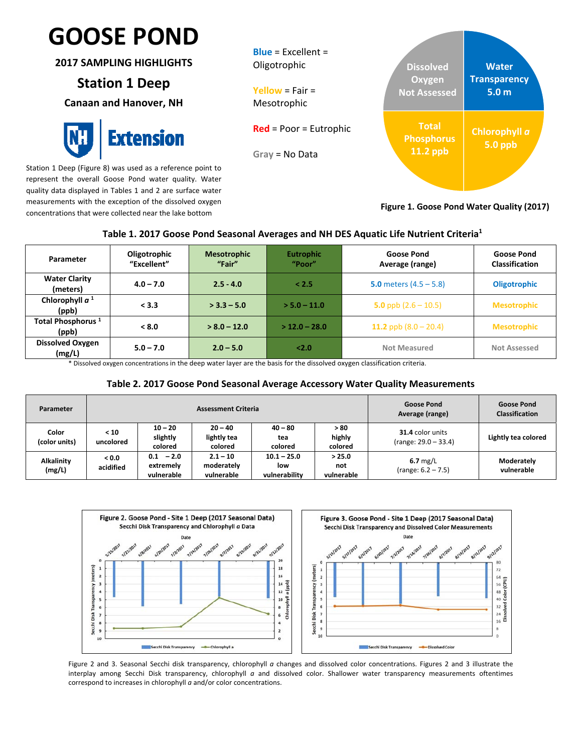# GOOSE POND

**2017 SAMPLING HIGHLIGHTS**

## Station 1 Deep

**Canaan and Hanover, NH**

Station 1 Deep (Figure 8) was used as a reference point to represent the overall Goose Pond water quality. Water quality data displayed in Tables 1 and 2 are surface water measurements with the exception of the dissolved oxygen concentrations that were collected near the lake bottom

**Blue** = Excellent = Oligotrophic

**Yellow** = Fair = Mesotrophic

**Red** = Poor = Eutrophic

**Gray** = No Data

Dissolved Oxygen Not Assessed

Water Transparency 5.0 m

Total Phosphorus 11.2 ppb

Chlorophyll *a* 5.0 ppb

**Figure 1. Goose Pond Water Quality (2017)**

**Table 1. 2017 Goose Pond Seasonal Averages and NH DES Aquatic Life Nutrient Criteria[1]**

| Parameter | Oligotrophic "Excellent" | Mesotrophic "Fair" | Eutrophic "Poor" | Goose Pond Average (range) | Goose Pond Classification |
|---|---|---|---|---|---|
| Water Clarity (meters) | 4.0 – 7.0 | 2.5 - 4.0 | < 2.5 | **5.0** meters (4.5 – 5.8) | Oligotrophic |
| Chlorophyll *a* [1] (ppb) | < 3.3 | > 3.3 – 5.0 | > 5.0 – 11.0 | **5.0** ppb (2.6 – 10.5) | Mesotrophic |
| Total Phosphorus [1] (ppb) | < 8.0 | > 8.0 – 12.0 | > 12.0 – 28.0 | **11.2** ppb (8.0 – 20.4) | Mesotrophic |
| Dissolved Oxygen (mg/L) | 5.0 – 7.0 | 2.0 – 5.0 | <2.0 | Not Measured | Not Assessed |

\* Dissolved oxygen concentrations in the deep water layer are the basis for the dissolved oxygen classification criteria.

**Table 2. 2017 Goose Pond Seasonal Average Accessory Water Quality Measurements**

| Parameter | Assessment Criteria | | | | | Goose Pond Average (range) | Goose Pond Classification |
|---|---|---|---|---|---|---|---|
| Color (color units) | < 10 uncolored | 10 – 20 slightly colored | 20 – 40 lightly tea colored | 40 – 80 tea colored | > 80 highly colored | **31.4** color units (range: 29.0 – 33.4) | Lightly tea colored |
| Alkalinity (mg/L) | < 0.0 acidified | 0.1 – 2.0 extremely vulnerable | 2.1 – 10 moderately vulnerable | 10.1 – 25.0 low vulnerability | > 25.0 not vulnerable | **6.7** mg/L (range: 6.2 – 7.5) | Moderately vulnerable |

Figure 2. Goose Pond - Site 1 Deep (2017 Seasonal Data) Secchi Disk Transparency and Chlorophyll *a* Data

Figure 3. Goose Pond - Site 1 Deep (2017 Seasonal Data) Secchi Disk Transparency and Dissolved Color Measurements

Figure 2 and 3. Seasonal Secchi disk transparency, chlorophyll *a* changes and dissolved color concentrations. Figures 2 and 3 illustrate the interplay among Secchi Disk transparency, chlorophyll *a* and dissolved color. Shallower water transparency measurements oftentimes correspond to increases in chlorophyll *a* and/or color concentrations.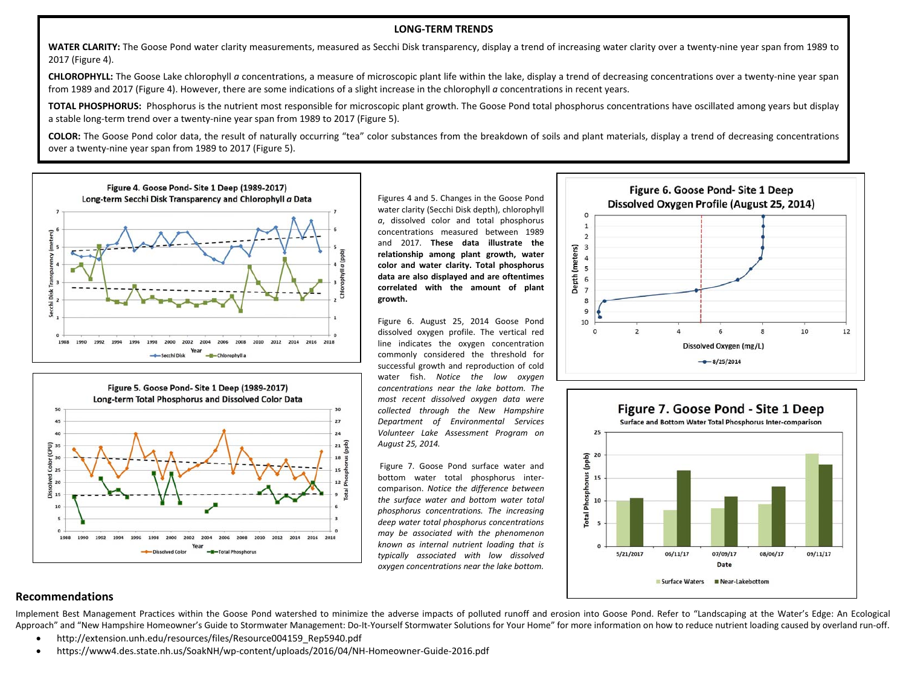## LONG-TERM TRENDS

**WATER CLARITY:** The Goose Pond water clarity measurements, measured as Secchi Disk transparency, display a trend of increasing water clarity over a twenty-nine year span from 1989 to 2017 (Figure 4).

**CHLOROPHYLL:** The Goose Lake chlorophyll *a* concentrations, a measure of microscopic plant life within the lake, display a trend of decreasing concentrations over a twenty-nine year span from 1989 and 2017 (Figure 4). However, there are some indications of a slight increase in the chlorophyll *a* concentrations in recent years.

**TOTAL PHOSPHORUS:** Phosphorus is the nutrient most responsible for microscopic plant growth. The Goose Pond total phosphorus concentrations have oscillated among years but display a stable long-term trend over a twenty-nine year span from 1989 to 2017 (Figure 5).

**COLOR:** The Goose Pond color data, the result of naturally occurring "tea" color substances from the breakdown of soils and plant materials, display a trend of decreasing concentrations over a twenty-nine year span from 1989 to 2017 (Figure 5).

Figures 4 and 5. Changes in the Goose Pond water clarity (Secchi Disk depth), chlorophyll *a*, dissolved color and total phosphorus concentrations measured between 1989 and 2017. **These data illustrate the relationship among plant growth, water color and water clarity. Total phosphorus data are also displayed and are oftentimes correlated with the amount of plant growth.**

Figure 6. August 25, 2014 Goose Pond dissolved oxygen profile. The vertical red line indicates the oxygen concentration commonly considered the threshold for successful growth and reproduction of cold water fish. *Notice the low oxygen concentrations near the lake bottom. The most recent dissolved oxygen data were collected through the New Hampshire Department of Environmental Services Volunteer Lake Assessment Program on August 25, 2014.*

Figure 7. Goose Pond surface water and bottom water total phosphorus inter-comparison. *Notice the difference between the surface water and bottom water total phosphorus concentrations. The increasing deep water total phosphorus concentrations may be associated with the phenomenon known as internal nutrient loading that is typically associated with low dissolved oxygen concentrations near the lake bottom.*

## Recommendations

Implement Best Management Practices within the Goose Pond watershed to minimize the adverse impacts of polluted runoff and erosion into Goose Pond. Refer to "Landscaping at the Water's Edge: An Ecological Approach" and "New Hampshire Homeowner's Guide to Stormwater Management: Do-It-Yourself Stormwater Solutions for Your Home" for more information on how to reduce nutrient loading caused by overland run-off.

- http://extension.unh.edu/resources/files/Resource004159_Rep5940.pdf
- https://www4.des.state.nh.us/SoakNH/wp-content/uploads/2016/04/NH-Homeowner-Guide-2016.pdf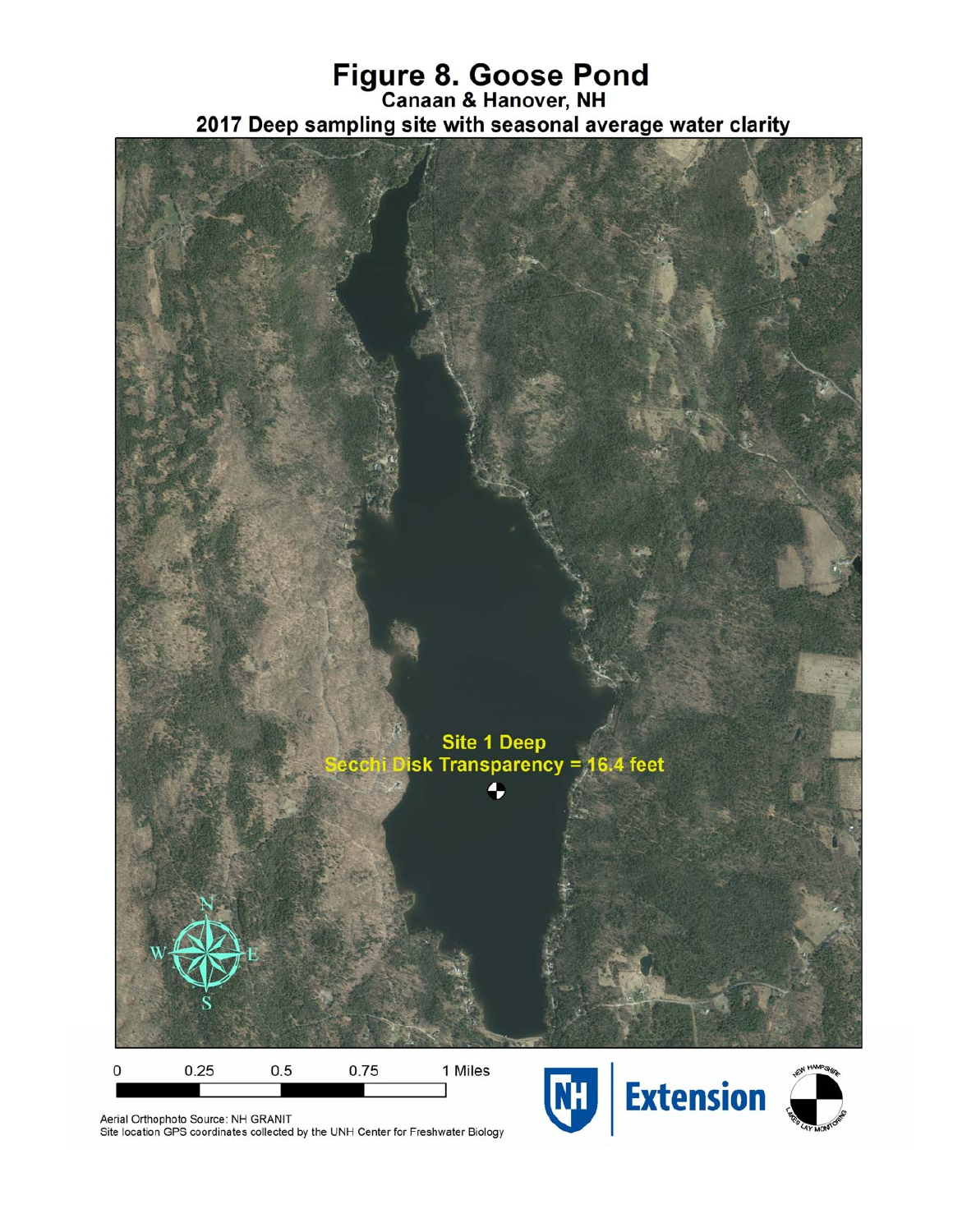# Figure 8. Goose Pond

**Canaan & Hanover, NH**

**2017 Deep sampling site with seasonal average water clarity**

Site 1 Deep
Secchi Disk Transparency = 16.4 feet

N
W
E
S

0
0.25
0.5
0.75
1 Miles

Extension

Aerial Orthophoto Source: NH GRANIT
Site location GPS coordinates collected by the UNH Center for Freshwater Biology